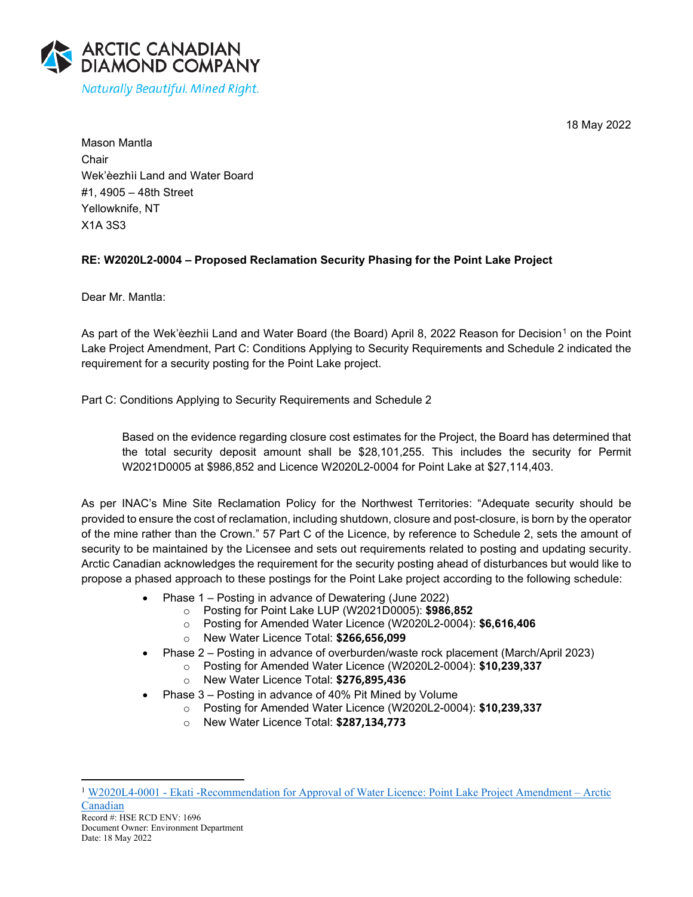ARCTIC CANADIAN DIAMOND COMPANY

*Naturally Beautiful. Mined Right.*

18 May 2022

Mason Mantla
Chair
Wek'èezhìi Land and Water Board
#1, 4905 – 48th Street
Yellowknife, NT
X1A 3S3

**RE: W2020L2-0004 – Proposed Reclamation Security Phasing for the Point Lake Project**

Dear Mr. Mantla:

As part of the Wek'èezhìi Land and Water Board (the Board) April 8, 2022 Reason for Decision[1] on the Point Lake Project Amendment, Part C: Conditions Applying to Security Requirements and Schedule 2 indicated the requirement for a security posting for the Point Lake project.

Part C: Conditions Applying to Security Requirements and Schedule 2

> Based on the evidence regarding closure cost estimates for the Project, the Board has determined that the total security deposit amount shall be $28,101,255. This includes the security for Permit W2021D0005 at $986,852 and Licence W2020L2-0004 for Point Lake at $27,114,403.

As per INAC's Mine Site Reclamation Policy for the Northwest Territories: "Adequate security should be provided to ensure the cost of reclamation, including shutdown, closure and post-closure, is born by the operator of the mine rather than the Crown." 57 Part C of the Licence, by reference to Schedule 2, sets the amount of security to be maintained by the Licensee and sets out requirements related to posting and updating security. Arctic Canadian acknowledges the requirement for the security posting ahead of disturbances but would like to propose a phased approach to these postings for the Point Lake project according to the following schedule:

- Phase 1 – Posting in advance of Dewatering (June 2022)
  - Posting for Point Lake LUP (W2021D0005): **$986,852**
  - Posting for Amended Water Licence (W2020L2-0004): **$6,616,406**
  - New Water Licence Total: **$266,656,099**
- Phase 2 – Posting in advance of overburden/waste rock placement (March/April 2023)
  - Posting for Amended Water Licence (W2020L2-0004): **$10,239,337**
  - New Water Licence Total: **$276,895,436**
- Phase 3 – Posting in advance of 40% Pit Mined by Volume
  - Posting for Amended Water Licence (W2020L2-0004): **$10,239,337**
  - New Water Licence Total: **$287,134,773**

[1] W2020L4-0001 - Ekati -Recommendation for Approval of Water Licence: Point Lake Project Amendment – Arctic Canadian

Record #: HSE RCD ENV: 1696
Document Owner: Environment Department
Date: 18 May 2022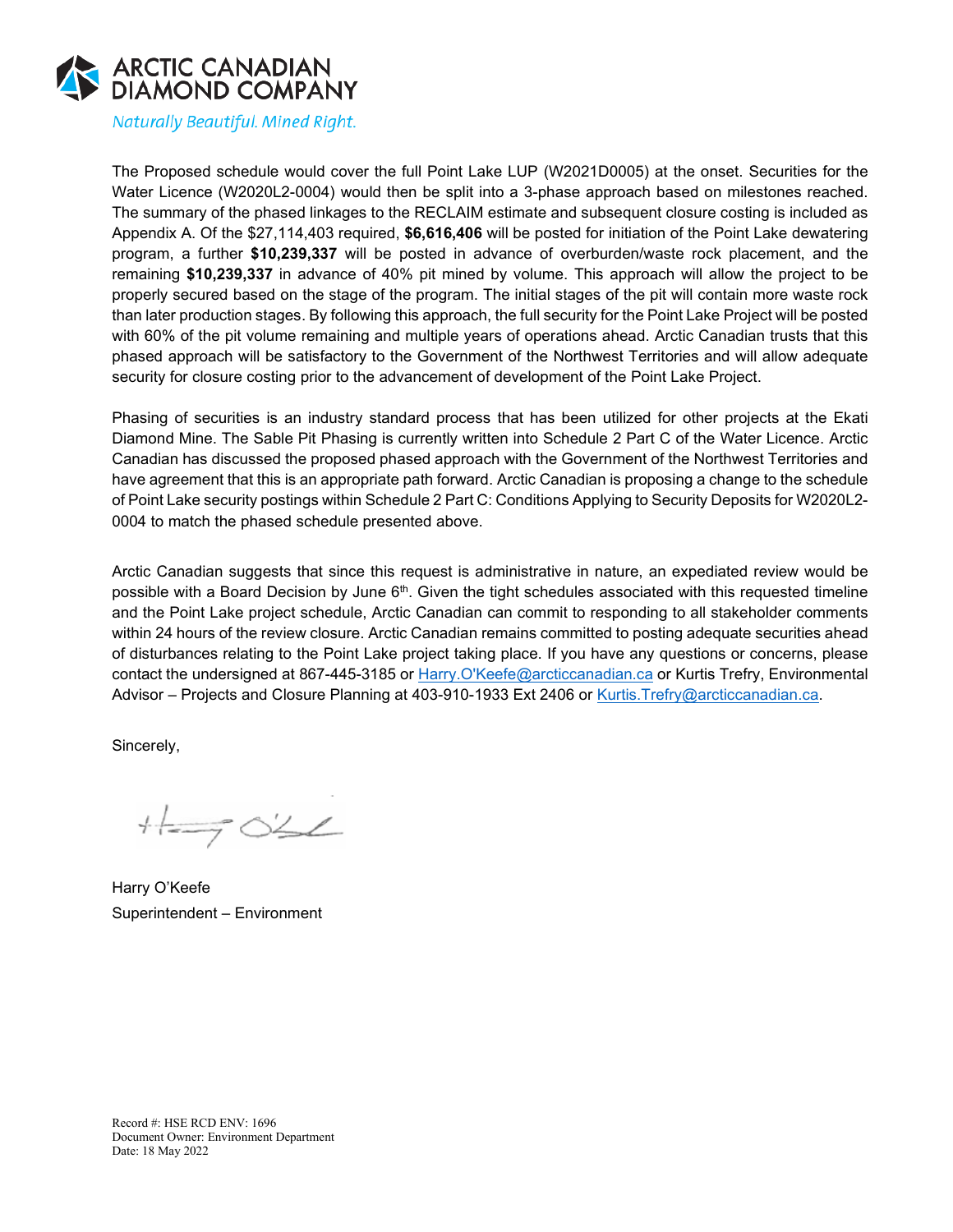The Proposed schedule would cover the full Point Lake LUP (W2021D0005) at the onset. Securities for the Water Licence (W2020L2-0004) would then be split into a 3-phase approach based on milestones reached. The summary of the phased linkages to the RECLAIM estimate and subsequent closure costing is included as Appendix A. Of the $27,114,403 required, **$6,616,406** will be posted for initiation of the Point Lake dewatering program, a further **$10,239,337** will be posted in advance of overburden/waste rock placement, and the remaining **$10,239,337** in advance of 40% pit mined by volume. This approach will allow the project to be properly secured based on the stage of the program. The initial stages of the pit will contain more waste rock than later production stages. By following this approach, the full security for the Point Lake Project will be posted with 60% of the pit volume remaining and multiple years of operations ahead. Arctic Canadian trusts that this phased approach will be satisfactory to the Government of the Northwest Territories and will allow adequate security for closure costing prior to the advancement of development of the Point Lake Project.

Phasing of securities is an industry standard process that has been utilized for other projects at the Ekati Diamond Mine. The Sable Pit Phasing is currently written into Schedule 2 Part C of the Water Licence. Arctic Canadian has discussed the proposed phased approach with the Government of the Northwest Territories and have agreement that this is an appropriate path forward. Arctic Canadian is proposing a change to the schedule of Point Lake security postings within Schedule 2 Part C: Conditions Applying to Security Deposits for W2020L2-0004 to match the phased schedule presented above.

Arctic Canadian suggests that since this request is administrative in nature, an expediated review would be possible with a Board Decision by June 6th. Given the tight schedules associated with this requested timeline and the Point Lake project schedule, Arctic Canadian can commit to responding to all stakeholder comments within 24 hours of the review closure. Arctic Canadian remains committed to posting adequate securities ahead of disturbances relating to the Point Lake project taking place. If you have any questions or concerns, please contact the undersigned at 867-445-3185 or Harry.O'Keefe@arcticcanadian.ca or Kurtis Trefry, Environmental Advisor – Projects and Closure Planning at 403-910-1933 Ext 2406 or Kurtis.Trefry@arcticcanadian.ca.

Sincerely,

Harry O'Keefe
Superintendent – Environment

Record #: HSE RCD ENV: 1696
Document Owner: Environment Department
Date: 18 May 2022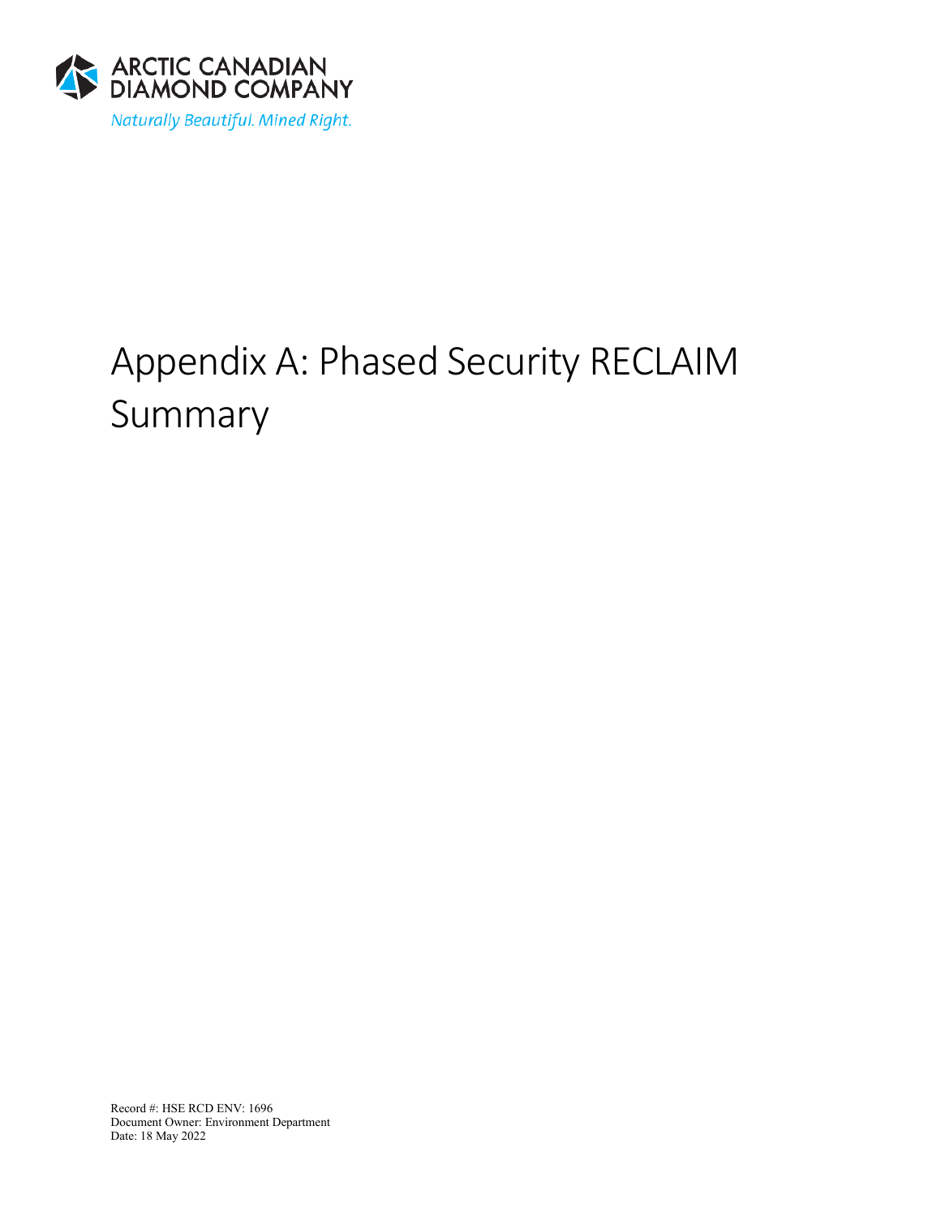ARCTIC CANADIAN DIAMOND COMPANY

*Naturally Beautiful. Mined Right.*

# Appendix A: Phased Security RECLAIM Summary

Record #: HSE RCD ENV: 1696
Document Owner: Environment Department
Date: 18 May 2022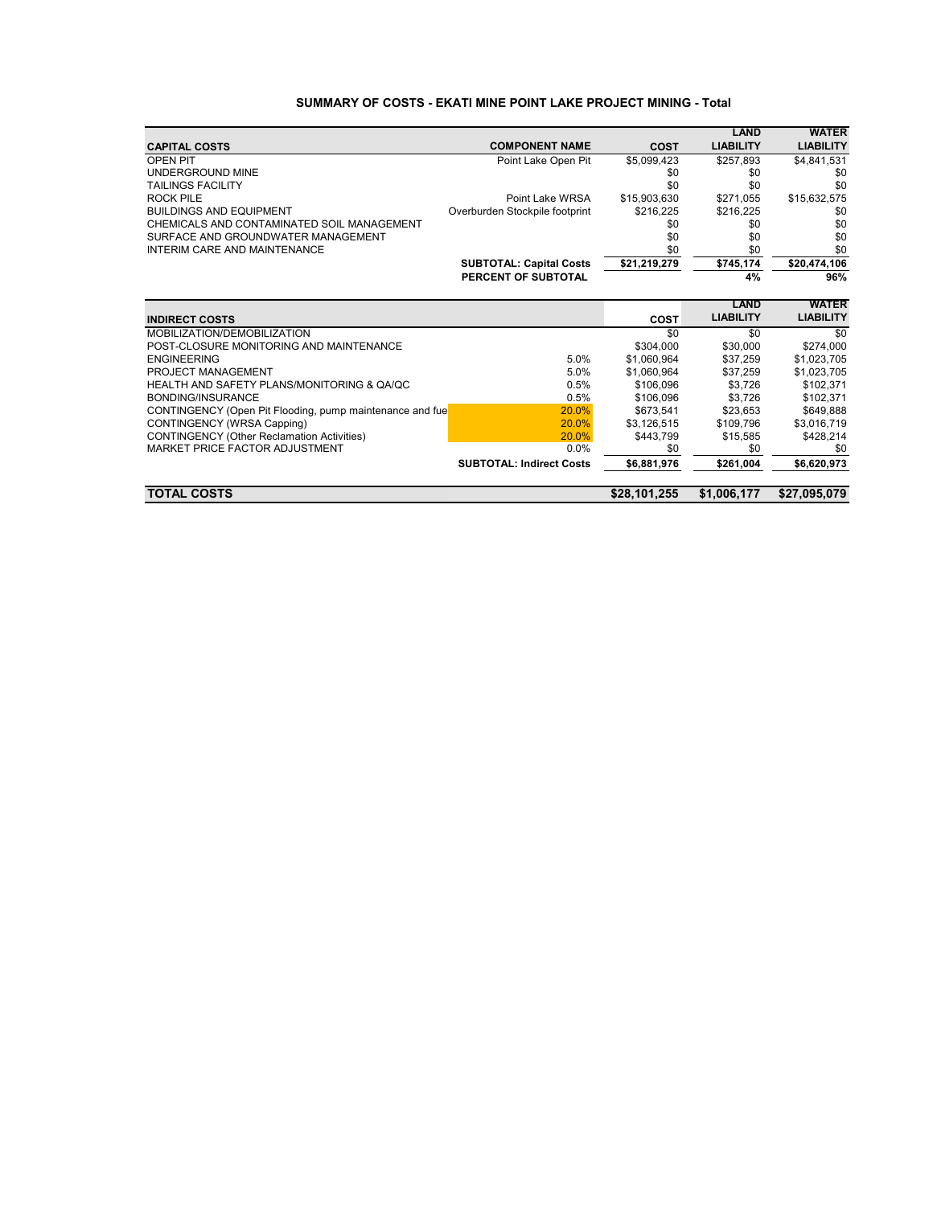## SUMMARY OF COSTS - EKATI MINE POINT LAKE PROJECT MINING - Total

| CAPITAL COSTS | COMPONENT NAME | COST | LAND LIABILITY | WATER LIABILITY |
|---|---|---|---|---|
| OPEN PIT | Point Lake Open Pit | $5,099,423 | $257,893 | $4,841,531 |
| UNDERGROUND MINE | | $0 | $0 | $0 |
| TAILINGS FACILITY | | $0 | $0 | $0 |
| ROCK PILE | Point Lake WRSA | $15,903,630 | $271,055 | $15,632,575 |
| BUILDINGS AND EQUIPMENT | Overburden Stockpile footprint | $216,225 | $216,225 | $0 |
| CHEMICALS AND CONTAMINATED SOIL MANAGEMENT | | $0 | $0 | $0 |
| SURFACE AND GROUNDWATER MANAGEMENT | | $0 | $0 | $0 |
| INTERIM CARE AND MAINTENANCE | | $0 | $0 | $0 |
| | **SUBTOTAL: Capital Costs** | **$21,219,279** | **$745,174** | **$20,474,106** |
| | **PERCENT OF SUBTOTAL** | | **4%** | **96%** |

| INDIRECT COSTS | | COST | LAND LIABILITY | WATER LIABILITY |
|---|---|---|---|---|
| MOBILIZATION/DEMOBILIZATION | | $0 | $0 | $0 |
| POST-CLOSURE MONITORING AND MAINTENANCE | | $304,000 | $30,000 | $274,000 |
| ENGINEERING | 5.0% | $1,060,964 | $37,259 | $1,023,705 |
| PROJECT MANAGEMENT | 5.0% | $1,060,964 | $37,259 | $1,023,705 |
| HEALTH AND SAFETY PLANS/MONITORING & QA/QC | 0.5% | $106,096 | $3,726 | $102,371 |
| BONDING/INSURANCE | 0.5% | $106,096 | $3,726 | $102,371 |
| CONTINGENCY (Open Pit Flooding, pump maintenance and fue | 20.0% | $673,541 | $23,653 | $649,888 |
| CONTINGENCY (WRSA Capping) | 20.0% | $3,126,515 | $109,796 | $3,016,719 |
| CONTINGENCY (Other Reclamation Activities) | 20.0% | $443,799 | $15,585 | $428,214 |
| MARKET PRICE FACTOR ADJUSTMENT | 0.0% | $0 | $0 | $0 |
| | **SUBTOTAL: Indirect Costs** | **$6,881,976** | **$261,004** | **$6,620,973** |
| **TOTAL COSTS** | | **$28,101,255** | **$1,006,177** | **$27,095,079** |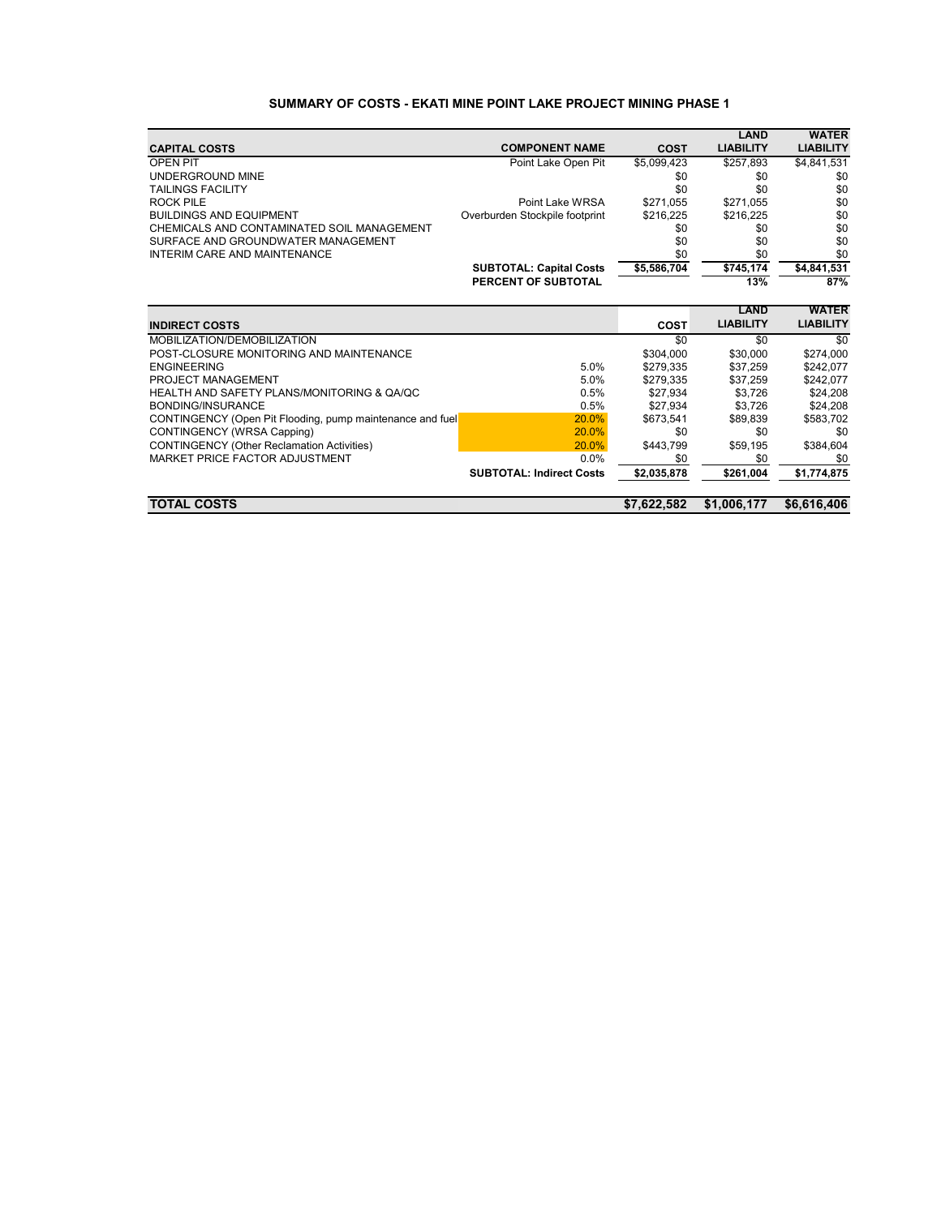### SUMMARY OF COSTS - EKATI MINE POINT LAKE PROJECT MINING PHASE 1

| CAPITAL COSTS | COMPONENT NAME | COST | LAND LIABILITY | WATER LIABILITY |
|---|---|---|---|---|
| OPEN PIT | Point Lake Open Pit | $5,099,423 | $257,893 | $4,841,531 |
| UNDERGROUND MINE | | $0 | $0 | $0 |
| TAILINGS FACILITY | | $0 | $0 | $0 |
| ROCK PILE | Point Lake WRSA | $271,055 | $271,055 | $0 |
| BUILDINGS AND EQUIPMENT | Overburden Stockpile footprint | $216,225 | $216,225 | $0 |
| CHEMICALS AND CONTAMINATED SOIL MANAGEMENT | | $0 | $0 | $0 |
| SURFACE AND GROUNDWATER MANAGEMENT | | $0 | $0 | $0 |
| INTERIM CARE AND MAINTENANCE | | $0 | $0 | $0 |
| | **SUBTOTAL: Capital Costs** | **$5,586,704** | **$745,174** | **$4,841,531** |
| | **PERCENT OF SUBTOTAL** | | **13%** | **87%** |

| INDIRECT COSTS | | COST | LAND LIABILITY | WATER LIABILITY |
|---|---|---|---|---|
| MOBILIZATION/DEMOBILIZATION | | $0 | $0 | $0 |
| POST-CLOSURE MONITORING AND MAINTENANCE | | $304,000 | $30,000 | $274,000 |
| ENGINEERING | 5.0% | $279,335 | $37,259 | $242,077 |
| PROJECT MANAGEMENT | 5.0% | $279,335 | $37,259 | $242,077 |
| HEALTH AND SAFETY PLANS/MONITORING & QA/QC | 0.5% | $27,934 | $3,726 | $24,208 |
| BONDING/INSURANCE | 0.5% | $27,934 | $3,726 | $24,208 |
| CONTINGENCY (Open Pit Flooding, pump maintenance and fuel | 20.0% | $673,541 | $89,839 | $583,702 |
| CONTINGENCY (WRSA Capping) | 20.0% | $0 | $0 | $0 |
| CONTINGENCY (Other Reclamation Activities) | 20.0% | $443,799 | $59,195 | $384,604 |
| MARKET PRICE FACTOR ADJUSTMENT | 0.0% | $0 | $0 | $0 |
| | **SUBTOTAL: Indirect Costs** | **$2,035,878** | **$261,004** | **$1,774,875** |
| **TOTAL COSTS** | | **$7,622,582** | **$1,006,177** | **$6,616,406** |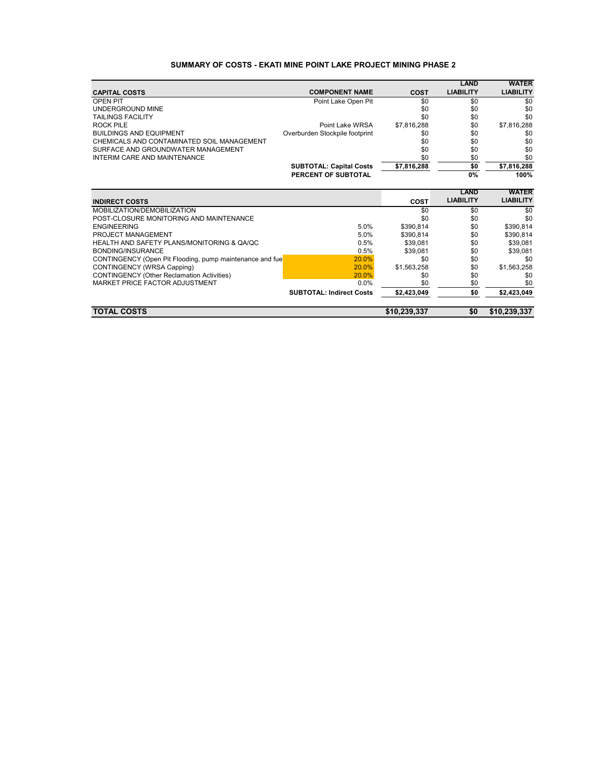## SUMMARY OF COSTS - EKATI MINE POINT LAKE PROJECT MINING PHASE 2

| CAPITAL COSTS | COMPONENT NAME | COST | LAND LIABILITY | WATER LIABILITY |
|---|---|---|---|---|
| OPEN PIT | Point Lake Open Pit | $0 | $0 | $0 |
| UNDERGROUND MINE | | $0 | $0 | $0 |
| TAILINGS FACILITY | | $0 | $0 | $0 |
| ROCK PILE | Point Lake WRSA | $7,816,288 | $0 | $7,816,288 |
| BUILDINGS AND EQUIPMENT | Overburden Stockpile footprint | $0 | $0 | $0 |
| CHEMICALS AND CONTAMINATED SOIL MANAGEMENT | | $0 | $0 | $0 |
| SURFACE AND GROUNDWATER MANAGEMENT | | $0 | $0 | $0 |
| INTERIM CARE AND MAINTENANCE | | $0 | $0 | $0 |
| | **SUBTOTAL: Capital Costs** | **$7,816,288** | **$0** | **$7,816,288** |
| | **PERCENT OF SUBTOTAL** | | **0%** | **100%** |

| INDIRECT COSTS | | COST | LAND LIABILITY | WATER LIABILITY |
|---|---|---|---|---|
| MOBILIZATION/DEMOBILIZATION | | $0 | $0 | $0 |
| POST-CLOSURE MONITORING AND MAINTENANCE | | $0 | $0 | $0 |
| ENGINEERING | 5.0% | $390,814 | $0 | $390,814 |
| PROJECT MANAGEMENT | 5.0% | $390,814 | $0 | $390,814 |
| HEALTH AND SAFETY PLANS/MONITORING & QA/QC | 0.5% | $39,081 | $0 | $39,081 |
| BONDING/INSURANCE | 0.5% | $39,081 | $0 | $39,081 |
| CONTINGENCY (Open Pit Flooding, pump maintenance and fue | 20.0% | $0 | $0 | $0 |
| CONTINGENCY (WRSA Capping) | 20.0% | $1,563,258 | $0 | $1,563,258 |
| CONTINGENCY (Other Reclamation Activities) | 20.0% | $0 | $0 | $0 |
| MARKET PRICE FACTOR ADJUSTMENT | 0.0% | $0 | $0 | $0 |
| | **SUBTOTAL: Indirect Costs** | **$2,423,049** | **$0** | **$2,423,049** |
| **TOTAL COSTS** | | **$10,239,337** | **$0** | **$10,239,337** |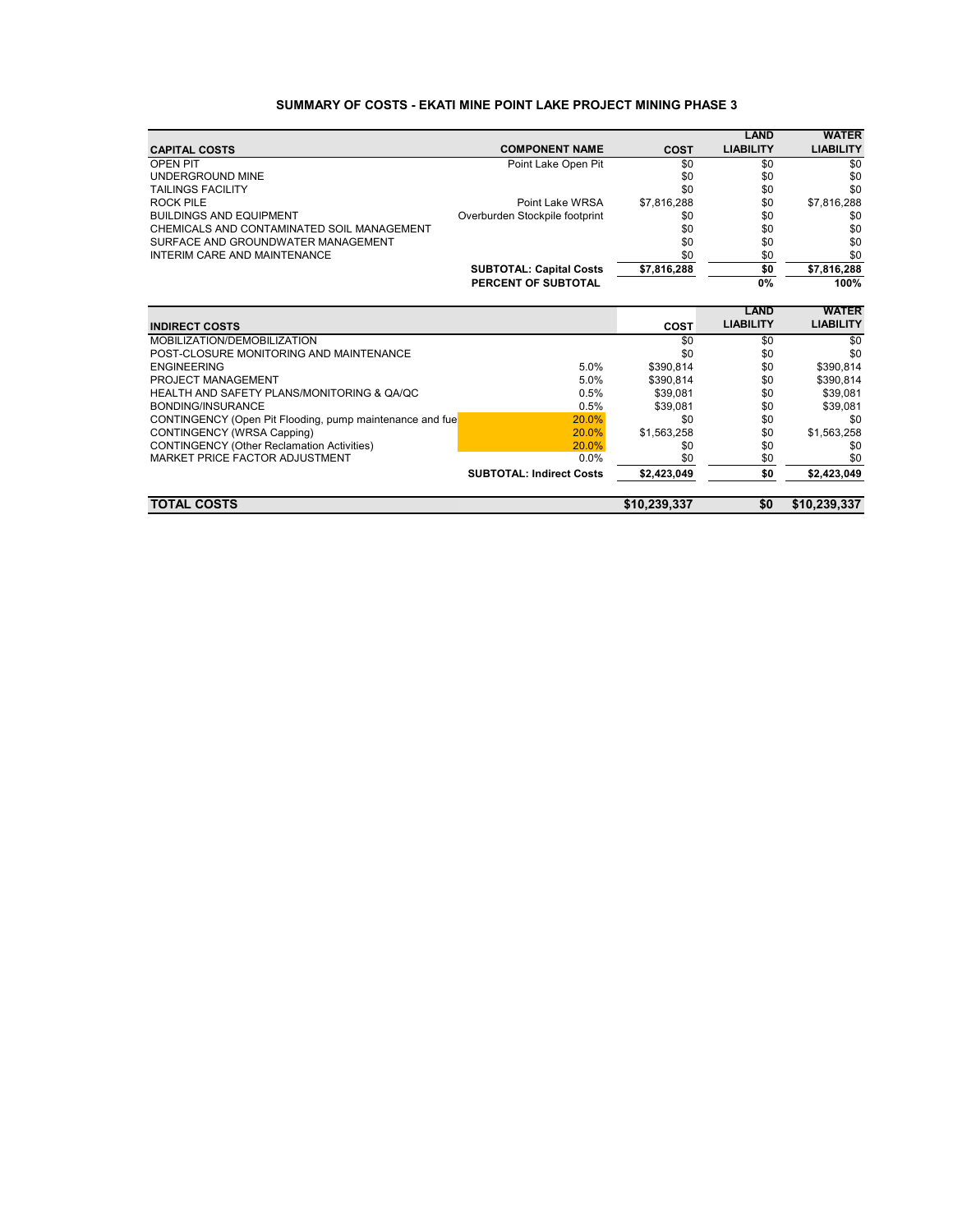## SUMMARY OF COSTS - EKATI MINE POINT LAKE PROJECT MINING PHASE 3

| CAPITAL COSTS | COMPONENT NAME | COST | LAND LIABILITY | WATER LIABILITY |
|---|---|---|---|---|
| OPEN PIT | Point Lake Open Pit | $0 | $0 | $0 |
| UNDERGROUND MINE | | $0 | $0 | $0 |
| TAILINGS FACILITY | | $0 | $0 | $0 |
| ROCK PILE | Point Lake WRSA | $7,816,288 | $0 | $7,816,288 |
| BUILDINGS AND EQUIPMENT | Overburden Stockpile footprint | $0 | $0 | $0 |
| CHEMICALS AND CONTAMINATED SOIL MANAGEMENT | | $0 | $0 | $0 |
| SURFACE AND GROUNDWATER MANAGEMENT | | $0 | $0 | $0 |
| INTERIM CARE AND MAINTENANCE | | $0 | $0 | $0 |
| | **SUBTOTAL: Capital Costs** | **$7,816,288** | **$0** | **$7,816,288** |
| | **PERCENT OF SUBTOTAL** | | **0%** | **100%** |

| INDIRECT COSTS | | COST | LAND LIABILITY | WATER LIABILITY |
|---|---|---|---|---|
| MOBILIZATION/DEMOBILIZATION | | $0 | $0 | $0 |
| POST-CLOSURE MONITORING AND MAINTENANCE | | $0 | $0 | $0 |
| ENGINEERING | 5.0% | $390,814 | $0 | $390,814 |
| PROJECT MANAGEMENT | 5.0% | $390,814 | $0 | $390,814 |
| HEALTH AND SAFETY PLANS/MONITORING & QA/QC | 0.5% | $39,081 | $0 | $39,081 |
| BONDING/INSURANCE | 0.5% | $39,081 | $0 | $39,081 |
| CONTINGENCY (Open Pit Flooding, pump maintenance and fue | 20.0% | $0 | $0 | $0 |
| CONTINGENCY (WRSA Capping) | 20.0% | $1,563,258 | $0 | $1,563,258 |
| CONTINGENCY (Other Reclamation Activities) | 20.0% | $0 | $0 | $0 |
| MARKET PRICE FACTOR ADJUSTMENT | 0.0% | $0 | $0 | $0 |
| | **SUBTOTAL: Indirect Costs** | **$2,423,049** | **$0** | **$2,423,049** |

| | | | | |
|---|---|---|---|---|
| **TOTAL COSTS** | | **$10,239,337** | **$0** | **$10,239,337** |